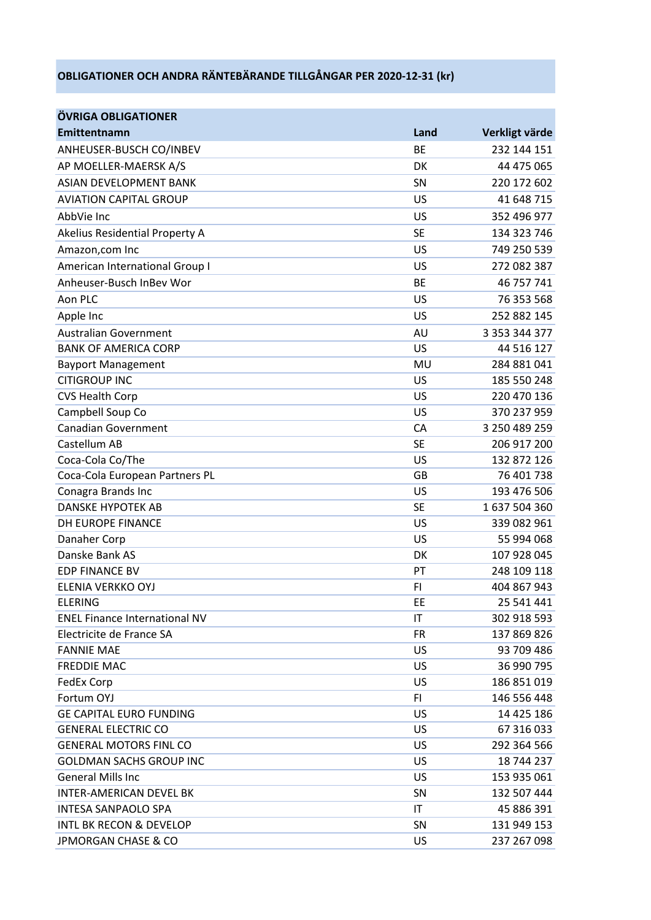## OBLIGATIONER OCH ANDRA RÄNTEBÄRANDE TILLGÅNGAR PER 2020-12-31 (kr)

| ÖVRIGA OBLIGATIONER | | |
|---|---|---|
| **Emittentnamn** | **Land** | **Verkligt värde** |
| ANHEUSER-BUSCH CO/INBEV | BE | 232 144 151 |
| AP MOELLER-MAERSK A/S | DK | 44 475 065 |
| ASIAN DEVELOPMENT BANK | SN | 220 172 602 |
| AVIATION CAPITAL GROUP | US | 41 648 715 |
| AbbVie Inc | US | 352 496 977 |
| Akelius Residential Property A | SE | 134 323 746 |
| Amazon,com Inc | US | 749 250 539 |
| American International Group I | US | 272 082 387 |
| Anheuser-Busch InBev Wor | BE | 46 757 741 |
| Aon PLC | US | 76 353 568 |
| Apple Inc | US | 252 882 145 |
| Australian Government | AU | 3 353 344 377 |
| BANK OF AMERICA CORP | US | 44 516 127 |
| Bayport Management | MU | 284 881 041 |
| CITIGROUP INC | US | 185 550 248 |
| CVS Health Corp | US | 220 470 136 |
| Campbell Soup Co | US | 370 237 959 |
| Canadian Government | CA | 3 250 489 259 |
| Castellum AB | SE | 206 917 200 |
| Coca-Cola Co/The | US | 132 872 126 |
| Coca-Cola European Partners PL | GB | 76 401 738 |
| Conagra Brands Inc | US | 193 476 506 |
| DANSKE HYPOTEK AB | SE | 1 637 504 360 |
| DH EUROPE FINANCE | US | 339 082 961 |
| Danaher Corp | US | 55 994 068 |
| Danske Bank AS | DK | 107 928 045 |
| EDP FINANCE BV | PT | 248 109 118 |
| ELENIA VERKKO OYJ | FI | 404 867 943 |
| ELERING | EE | 25 541 441 |
| ENEL Finance International NV | IT | 302 918 593 |
| Electricite de France SA | FR | 137 869 826 |
| FANNIE MAE | US | 93 709 486 |
| FREDDIE MAC | US | 36 990 795 |
| FedEx Corp | US | 186 851 019 |
| Fortum OYJ | FI | 146 556 448 |
| GE CAPITAL EURO FUNDING | US | 14 425 186 |
| GENERAL ELECTRIC CO | US | 67 316 033 |
| GENERAL MOTORS FINL CO | US | 292 364 566 |
| GOLDMAN SACHS GROUP INC | US | 18 744 237 |
| General Mills Inc | US | 153 935 061 |
| INTER-AMERICAN DEVEL BK | SN | 132 507 444 |
| INTESA SANPAOLO SPA | IT | 45 886 391 |
| INTL BK RECON & DEVELOP | SN | 131 949 153 |
| JPMORGAN CHASE & CO | US | 237 267 098 |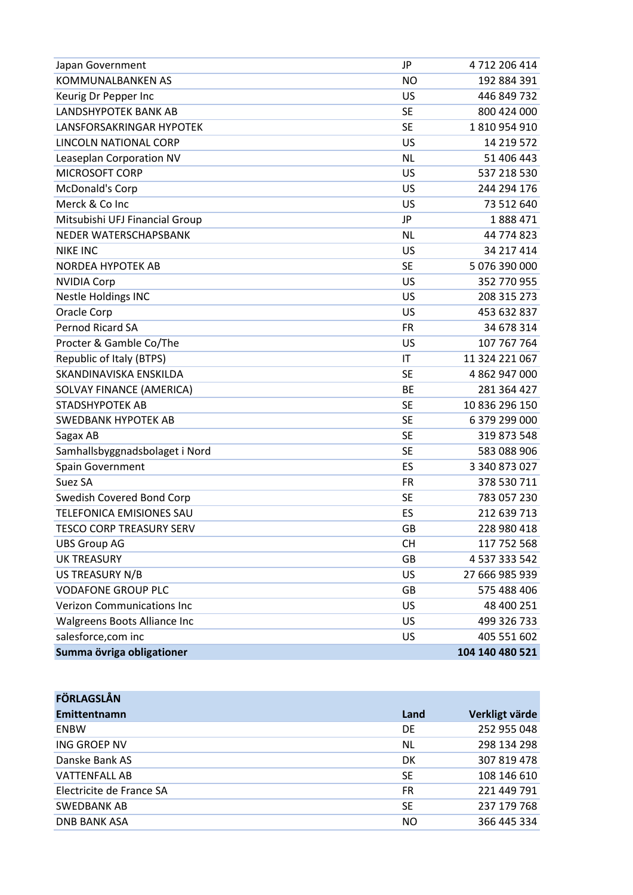| | | |
|---|---|---|
| Japan Government | JP | 4 712 206 414 |
| KOMMUNALBANKEN AS | NO | 192 884 391 |
| Keurig Dr Pepper Inc | US | 446 849 732 |
| LANDSHYPOTEK BANK AB | SE | 800 424 000 |
| LANSFORSAKRINGAR HYPOTEK | SE | 1 810 954 910 |
| LINCOLN NATIONAL CORP | US | 14 219 572 |
| Leaseplan Corporation NV | NL | 51 406 443 |
| MICROSOFT CORP | US | 537 218 530 |
| McDonald's Corp | US | 244 294 176 |
| Merck & Co Inc | US | 73 512 640 |
| Mitsubishi UFJ Financial Group | JP | 1 888 471 |
| NEDER WATERSCHAPSBANK | NL | 44 774 823 |
| NIKE INC | US | 34 217 414 |
| NORDEA HYPOTEK AB | SE | 5 076 390 000 |
| NVIDIA Corp | US | 352 770 955 |
| Nestle Holdings INC | US | 208 315 273 |
| Oracle Corp | US | 453 632 837 |
| Pernod Ricard SA | FR | 34 678 314 |
| Procter & Gamble Co/The | US | 107 767 764 |
| Republic of Italy (BTPS) | IT | 11 324 221 067 |
| SKANDINAVISKA ENSKILDA | SE | 4 862 947 000 |
| SOLVAY FINANCE (AMERICA) | BE | 281 364 427 |
| STADSHYPOTEK AB | SE | 10 836 296 150 |
| SWEDBANK HYPOTEK AB | SE | 6 379 299 000 |
| Sagax AB | SE | 319 873 548 |
| Samhallsbyggnadsbolaget i Nord | SE | 583 088 906 |
| Spain Government | ES | 3 340 873 027 |
| Suez SA | FR | 378 530 711 |
| Swedish Covered Bond Corp | SE | 783 057 230 |
| TELEFONICA EMISIONES SAU | ES | 212 639 713 |
| TESCO CORP TREASURY SERV | GB | 228 980 418 |
| UBS Group AG | CH | 117 752 568 |
| UK TREASURY | GB | 4 537 333 542 |
| US TREASURY N/B | US | 27 666 985 939 |
| VODAFONE GROUP PLC | GB | 575 488 406 |
| Verizon Communications Inc | US | 48 400 251 |
| Walgreens Boots Alliance Inc | US | 499 326 733 |
| salesforce,com inc | US | 405 551 602 |
| **Summa övriga obligationer** | | **104 140 480 521** |

| **FÖRLAGSLÅN** | | |
|---|---|---|
| **Emittentnamn** | **Land** | **Verkligt värde** |
| ENBW | DE | 252 955 048 |
| ING GROEP NV | NL | 298 134 298 |
| Danske Bank AS | DK | 307 819 478 |
| VATTENFALL AB | SE | 108 146 610 |
| Electricite de France SA | FR | 221 449 791 |
| SWEDBANK AB | SE | 237 179 768 |
| DNB BANK ASA | NO | 366 445 334 |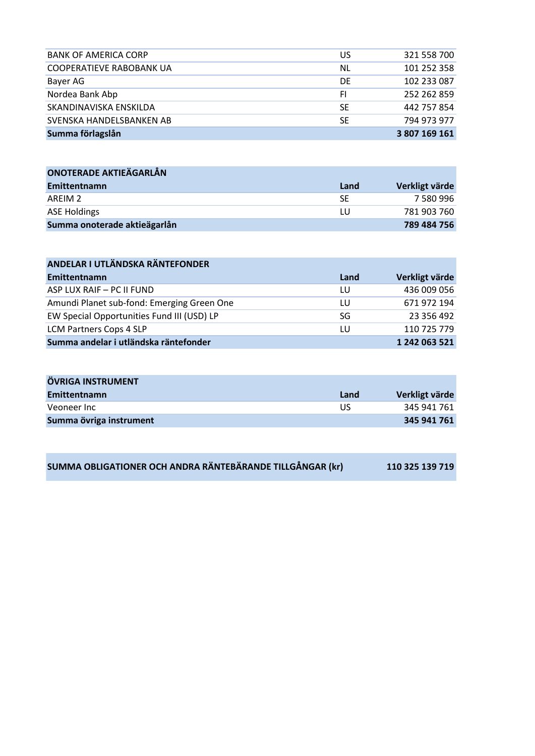| | | |
|---|---|---|
| BANK OF AMERICA CORP | US | 321 558 700 |
| COOPERATIEVE RABOBANK UA | NL | 101 252 358 |
| Bayer AG | DE | 102 233 087 |
| Nordea Bank Abp | FI | 252 262 859 |
| SKANDINAVISKA ENSKILDA | SE | 442 757 854 |
| SVENSKA HANDELSBANKEN AB | SE | 794 973 977 |
| **Summa förlagslån** | | **3 807 169 161** |

| **ONOTERADE AKTIEÄGARLÅN** | | |
|---|---|---|
| **Emittentnamn** | **Land** | **Verkligt värde** |
| AREIM 2 | SE | 7 580 996 |
| ASE Holdings | LU | 781 903 760 |
| **Summa onoterade aktieägarlån** | | **789 484 756** |

| **ANDELAR I UTLÄNDSKA RÄNTEFONDER** | | |
|---|---|---|
| **Emittentnamn** | **Land** | **Verkligt värde** |
| ASP LUX RAIF – PC II FUND | LU | 436 009 056 |
| Amundi Planet sub-fond: Emerging Green One | LU | 671 972 194 |
| EW Special Opportunities Fund III (USD) LP | SG | 23 356 492 |
| LCM Partners Cops 4 SLP | LU | 110 725 779 |
| **Summa andelar i utländska räntefonder** | | **1 242 063 521** |

| **ÖVRIGA INSTRUMENT** | | |
|---|---|---|
| **Emittentnamn** | **Land** | **Verkligt värde** |
| Veoneer Inc | US | 345 941 761 |
| **Summa övriga instrument** | | **345 941 761** |

| | |
|---|---|
| **SUMMA OBLIGATIONER OCH ANDRA RÄNTEBÄRANDE TILLGÅNGAR (kr)** | **110 325 139 719** |